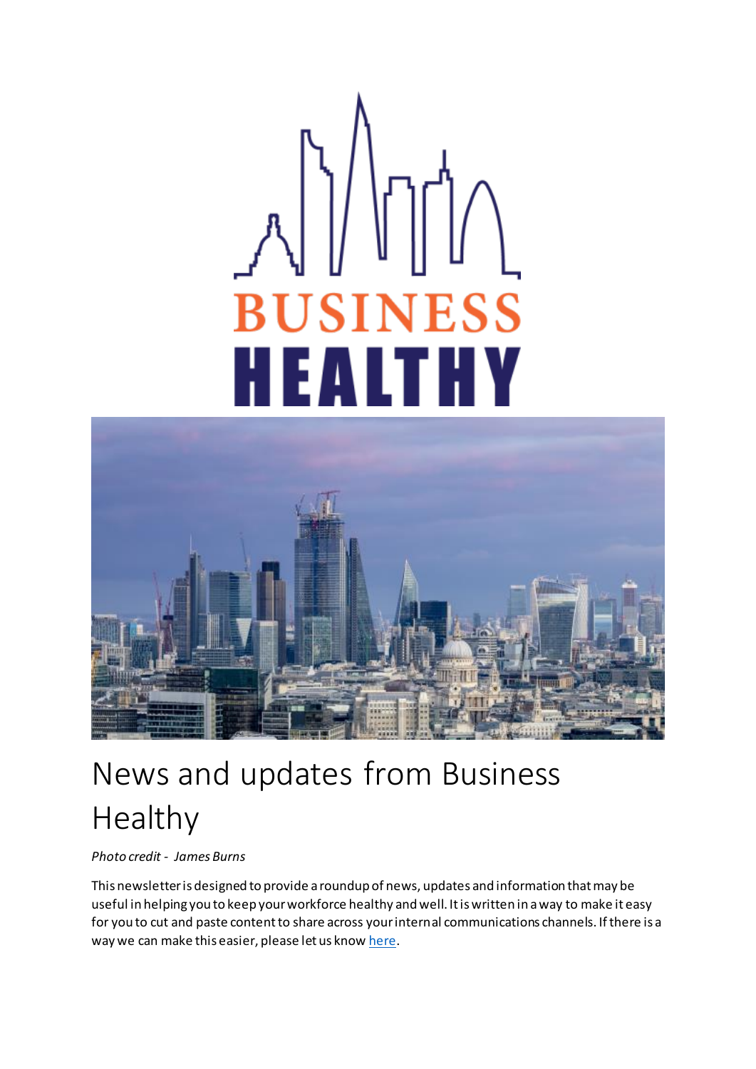# News and updates from Business Healthy

*Photo credit - James Burns*

This newsletter is designed to provide a roundup of news, updates and information that may be useful in helping you to keep your workforce healthy and well. It is written in a way to make it easy for you to cut and paste content to share across your internal communications channels. If there is a way we can make this easier, please let us know here.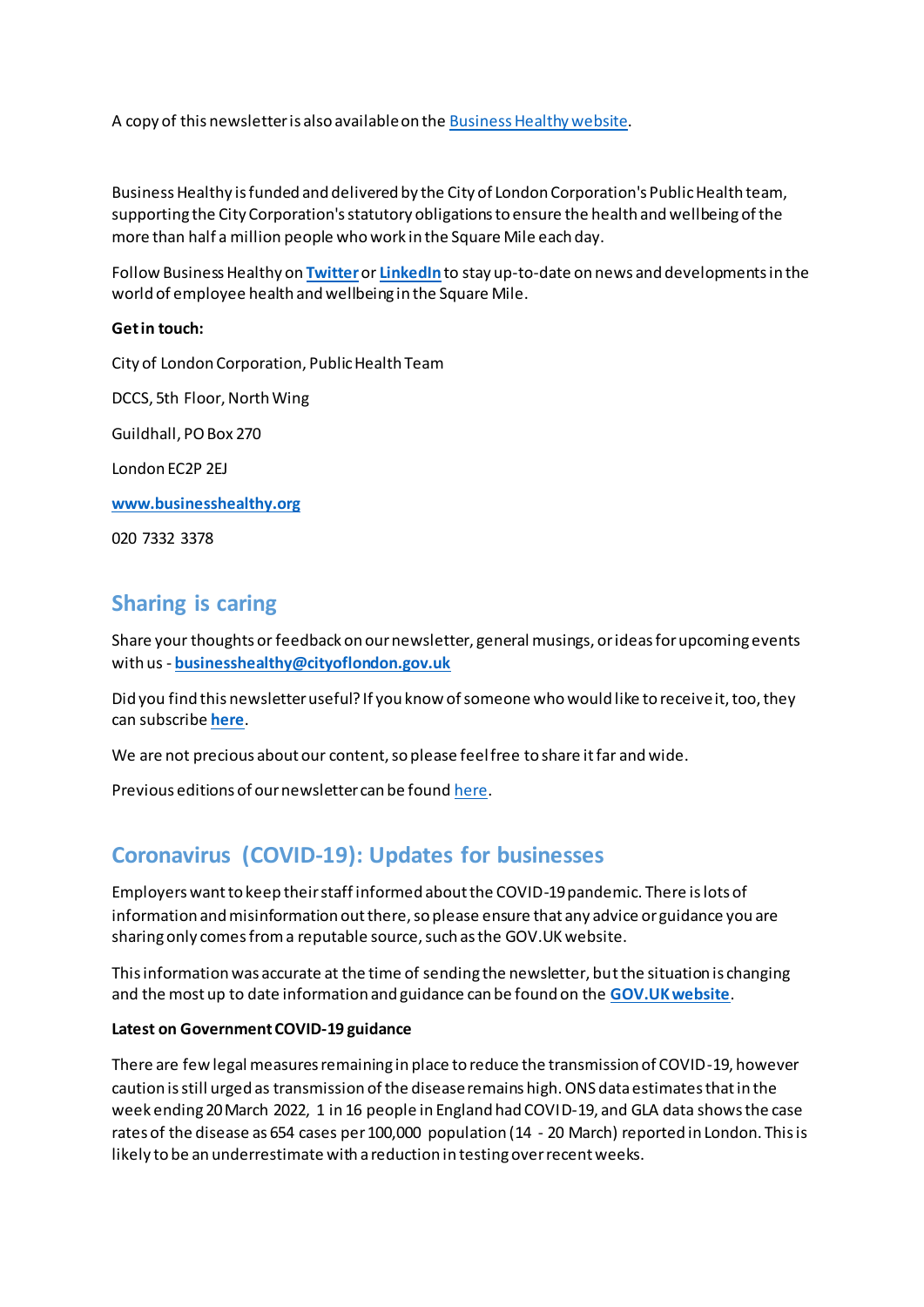A copy of this newsletter is also available on the Business Healthy website.

Business Healthy is funded and delivered by the City of London Corporation's Public Health team, supporting the City Corporation's statutory obligations to ensure the health and wellbeing of the more than half a million people who work in the Square Mile each day.

Follow Business Healthy on **Twitter** or **LinkedIn** to stay up-to-date on news and developments in the world of employee health and wellbeing in the Square Mile.

**Get in touch:**

City of London Corporation, Public Health Team

DCCS, 5th Floor, North Wing

Guildhall, PO Box 270

London EC2P 2EJ

**www.businesshealthy.org**

020 7332 3378

## Sharing is caring

Share your thoughts or feedback on our newsletter, general musings, or ideas for upcoming events with us - **businesshealthy@cityoflondon.gov.uk**

Did you find this newsletter useful? If you know of someone who would like to receive it, too, they can subscribe **here**.

We are not precious about our content, so please feel free to share it far and wide.

Previous editions of our newsletter can be found here.

## Coronavirus (COVID-19): Updates for businesses

Employers want to keep their staff informed about the COVID-19 pandemic. There is lots of information and misinformation out there, so please ensure that any advice or guidance you are sharing only comes from a reputable source, such as the GOV.UK website.

This information was accurate at the time of sending the newsletter, but the situation is changing and the most up to date information and guidance can be found on the **GOV.UK website**.

**Latest on Government COVID-19 guidance**

There are few legal measures remaining in place to reduce the transmission of COVID-19, however caution is still urged as transmission of the disease remains high. ONS data estimates that in the week ending 20 March 2022, 1 in 16 people in England had COVID-19, and GLA data shows the case rates of the disease as 654 cases per 100,000 population (14 - 20 March) reported in London. This is likely to be an underestimate with a reduction in testing over recent weeks.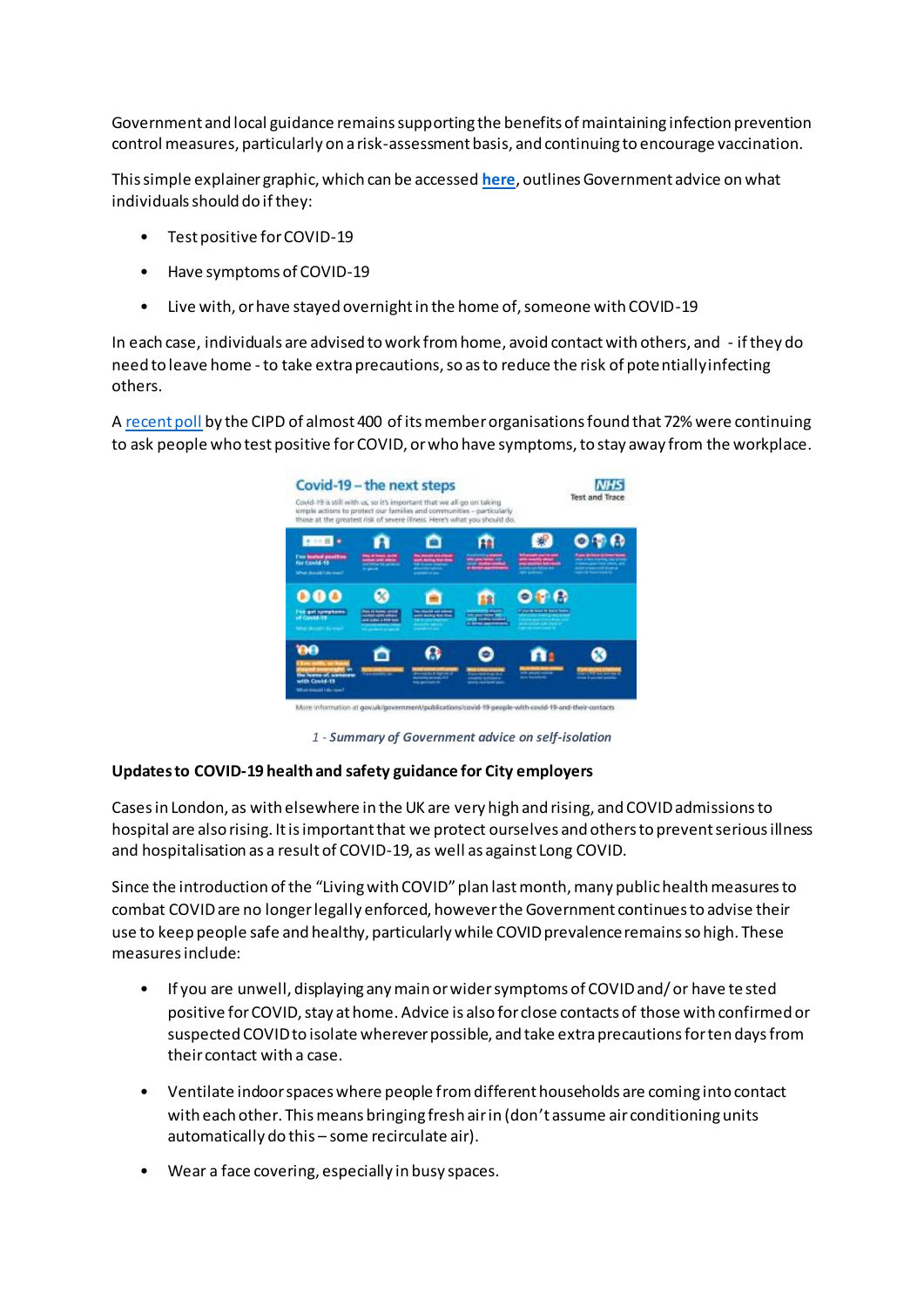Government and local guidance remains supporting the benefits of maintaining infection prevention control measures, particularly on a risk-assessment basis, and continuing to encourage vaccination.

This simple explainer graphic, which can be accessed **here**, outlines Government advice on what individuals should do if they:

- Test positive for COVID-19
- Have symptoms of COVID-19
- Live with, or have stayed overnight in the home of, someone with COVID-19

In each case, individuals are advised to work from home, avoid contact with others, and - if they do need to leave home - to take extra precautions, so as to reduce the risk of potentially infecting others.

A recent poll by the CIPD of almost 400 of its member organisations found that 72% were continuing to ask people who test positive for COVID, or who have symptoms, to stay away from the workplace.

1 - ***Summary of Government advice on self-isolation***

**Updates to COVID-19 health and safety guidance for City employers**

Cases in London, as with elsewhere in the UK are very high and rising, and COVID admissions to hospital are also rising. It is important that we protect ourselves and others to prevent serious illness and hospitalisation as a result of COVID-19, as well as against Long COVID.

Since the introduction of the "Living with COVID" plan last month, many public health measures to combat COVID are no longer legally enforced, however the Government continues to advise their use to keep people safe and healthy, particularly while COVID prevalence remains so high. These measures include:

- If you are unwell, displaying any main or wider symptoms of COVID and/ or have tested positive for COVID, stay at home. Advice is also for close contacts of those with confirmed or suspected COVID to isolate wherever possible, and take extra precautions for ten days from their contact with a case.
- Ventilate indoor spaces where people from different households are coming into contact with each other. This means bringing fresh air in (don't assume air conditioning units automatically do this – some recirculate air).
- Wear a face covering, especially in busy spaces.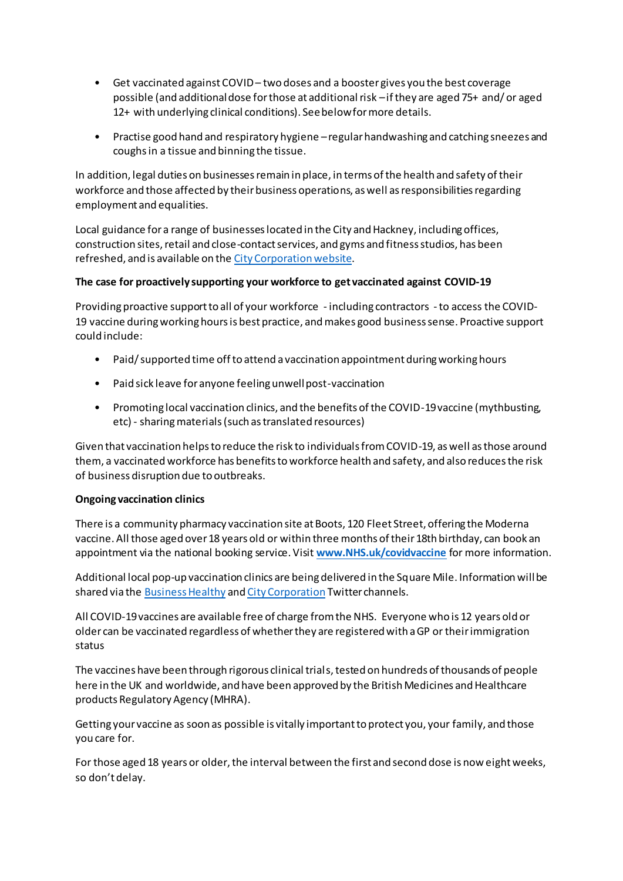- Get vaccinated against COVID – two doses and a booster gives you the best coverage possible (and additional dose for those at additional risk – if they are aged 75+ and/ or aged 12+ with underlying clinical conditions). See below for more details.

- Practise good hand and respiratory hygiene – regular handwashing and catching sneezes and coughs in a tissue and binning the tissue.

In addition, legal duties on businesses remain in place, in terms of the health and safety of their workforce and those affected by their business operations, as well as responsibilities regarding employment and equalities.

Local guidance for a range of businesses located in the City and Hackney, including offices, construction sites, retail and close-contact services, and gyms and fitness studios, has been refreshed, and is available on the City Corporation website.

**The case for proactively supporting your workforce to get vaccinated against COVID-19**

Providing proactive support to all of your workforce - including contractors - to access the COVID-19 vaccine during working hours is best practice, and makes good business sense. Proactive support could include:

- Paid/ supported time off to attend a vaccination appointment during working hours

- Paid sick leave for anyone feeling unwell post-vaccination

- Promoting local vaccination clinics, and the benefits of the COVID-19 vaccine (mythbusting, etc) - sharing materials (such as translated resources)

Given that vaccination helps to reduce the risk to individuals from COVID-19, as well as those around them, a vaccinated workforce has benefits to workforce health and safety, and also reduces the risk of business disruption due to outbreaks.

**Ongoing vaccination clinics**

There is a community pharmacy vaccination site at Boots, 120 Fleet Street, offering the Moderna vaccine. All those aged over 18 years old or within three months of their 18th birthday, can book an appointment via the national booking service. Visit **www.NHS.uk/covidvaccine** for more information.

Additional local pop-up vaccination clinics are being delivered in the Square Mile. Information will be shared via the Business Healthy and City Corporation Twitter channels.

All COVID-19 vaccines are available free of charge from the NHS. Everyone who is 12 years old or older can be vaccinated regardless of whether they are registered with a GP or their immigration status

The vaccines have been through rigorous clinical trials, tested on hundreds of thousands of people here in the UK and worldwide, and have been approved by the British Medicines and Healthcare products Regulatory Agency (MHRA).

Getting your vaccine as soon as possible is vitally important to protect you, your family, and those you care for.

For those aged 18 years or older, the interval between the first and second dose is now eight weeks, so don't delay.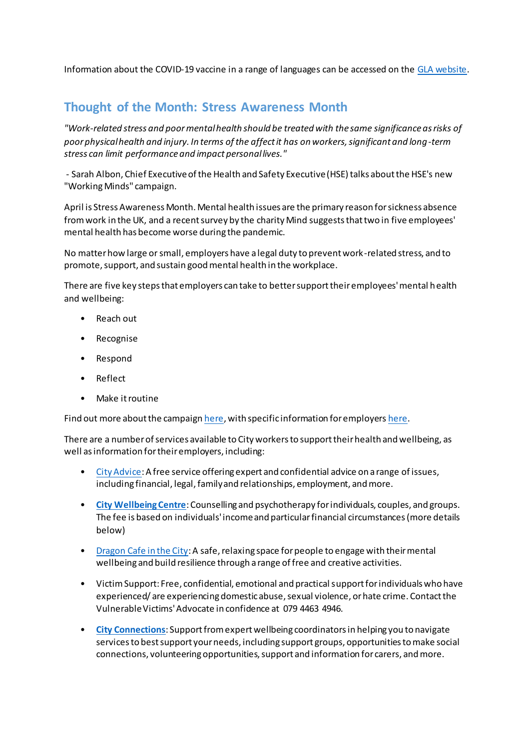Information about the COVID-19 vaccine in a range of languages can be accessed on the GLA website.

## Thought of the Month: Stress Awareness Month

*"Work-related stress and poor mental health should be treated with the same significance as risks of poor physical health and injury. In terms of the affect it has on workers, significant and long-term stress can limit performance and impact personal lives."*

- Sarah Albon, Chief Executive of the Health and Safety Executive (HSE) talks about the HSE's new "Working Minds" campaign.

April is Stress Awareness Month. Mental health issues are the primary reason for sickness absence from work in the UK, and a recent survey by the charity Mind suggests that two in five employees' mental health has become worse during the pandemic.

No matter how large or small, employers have a legal duty to prevent work-related stress, and to promote, support, and sustain good mental health in the workplace.

There are five key steps that employers can take to better support their employees' mental health and wellbeing:

- Reach out
- Recognise
- Respond
- Reflect
- Make it routine

Find out more about the campaign here, with specific information for employers here.

There are a number of services available to City workers to support their health and wellbeing, as well as information for their employers, including:

- City Advice: A free service offering expert and confidential advice on a range of issues, including financial, legal, family and relationships, employment, and more.
- **City Wellbeing Centre**: Counselling and psychotherapy for individuals, couples, and groups. The fee is based on individuals' income and particular financial circumstances (more details below)
- Dragon Cafe in the City: A safe, relaxing space for people to engage with their mental wellbeing and build resilience through a range of free and creative activities.
- Victim Support: Free, confidential, emotional and practical support for individuals who have experienced/ are experiencing domestic abuse, sexual violence, or hate crime. Contact the Vulnerable Victims' Advocate in confidence at 079 4463 4946.
- **City Connections**: Support from expert wellbeing coordinators in helping you to navigate services to best support your needs, including support groups, opportunities to make social connections, volunteering opportunities, support and information for carers, and more.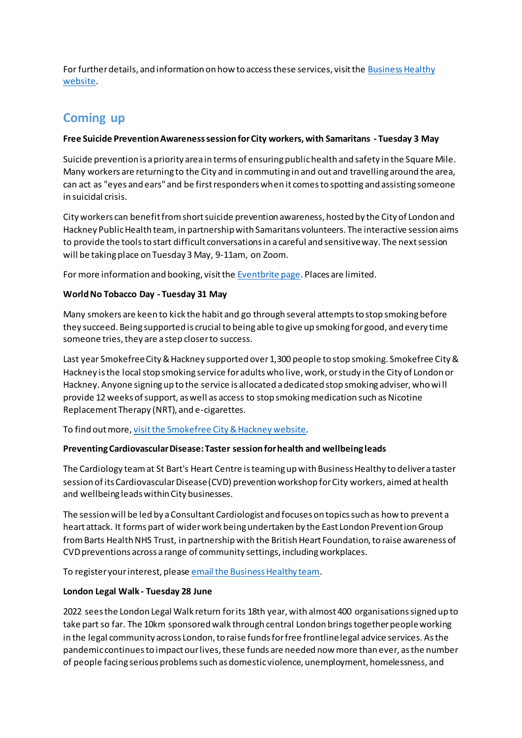For further details, and information on how to access these services, visit the [Business Healthy website](#).

## Coming up

**Free Suicide Prevention Awareness session for City workers, with Samaritans - Tuesday 3 May**

Suicide prevention is a priority area in terms of ensuring public health and safety in the Square Mile. Many workers are returning to the City and in commuting in and out and travelling around the area, can act as "eyes and ears" and be first responders when it comes to spotting and assisting someone in suicidal crisis.

City workers can benefit from short suicide prevention awareness, hosted by the City of London and Hackney Public Health team, in partnership with Samaritans volunteers. The interactive session aims to provide the tools to start difficult conversations in a careful and sensitive way. The next session will be taking place on Tuesday 3 May, 9-11am, on Zoom.

For more information and booking, visit the [Eventbrite page](#). Places are limited.

**World No Tobacco Day - Tuesday 31 May**

Many smokers are keen to kick the habit and go through several attempts to stop smoking before they succeed. Being supported is crucial to being able to give up smoking for good, and every time someone tries, they are a step closer to success.

Last year Smokefree City & Hackney supported over 1,300 people to stop smoking. Smokefree City & Hackney is the local stop smoking service for adults who live, work, or study in the City of London or Hackney. Anyone signing up to the service is allocated a dedicated stop smoking adviser, who will provide 12 weeks of support, as well as access to stop smoking medication such as Nicotine Replacement Therapy (NRT), and e-cigarettes.

To find out more, [visit the Smokefree City & Hackney website](#).

**Preventing Cardiovascular Disease: Taster session for health and wellbeing leads**

The Cardiology team at St Bart's Heart Centre is teaming up with Business Healthy to deliver a taster session of its Cardiovascular Disease (CVD) prevention workshop for City workers, aimed at health and wellbeing leads within City businesses.

The session will be led by a Consultant Cardiologist and focuses on topics such as how to prevent a heart attack. It forms part of wider work being undertaken by the East London Prevention Group from Barts Health NHS Trust, in partnership with the British Heart Foundation, to raise awareness of CVD preventions across a range of community settings, including workplaces.

To register your interest, please [email the Business Healthy team](#).

**London Legal Walk - Tuesday 28 June**

2022 sees the London Legal Walk return for its 18th year, with almost 400 organisations signed up to take part so far. The 10km sponsored walk through central London brings together people working in the legal community across London, to raise funds for free frontline legal advice services. As the pandemic continues to impact our lives, these funds are needed now more than ever, as the number of people facing serious problems such as domestic violence, unemployment, homelessness, and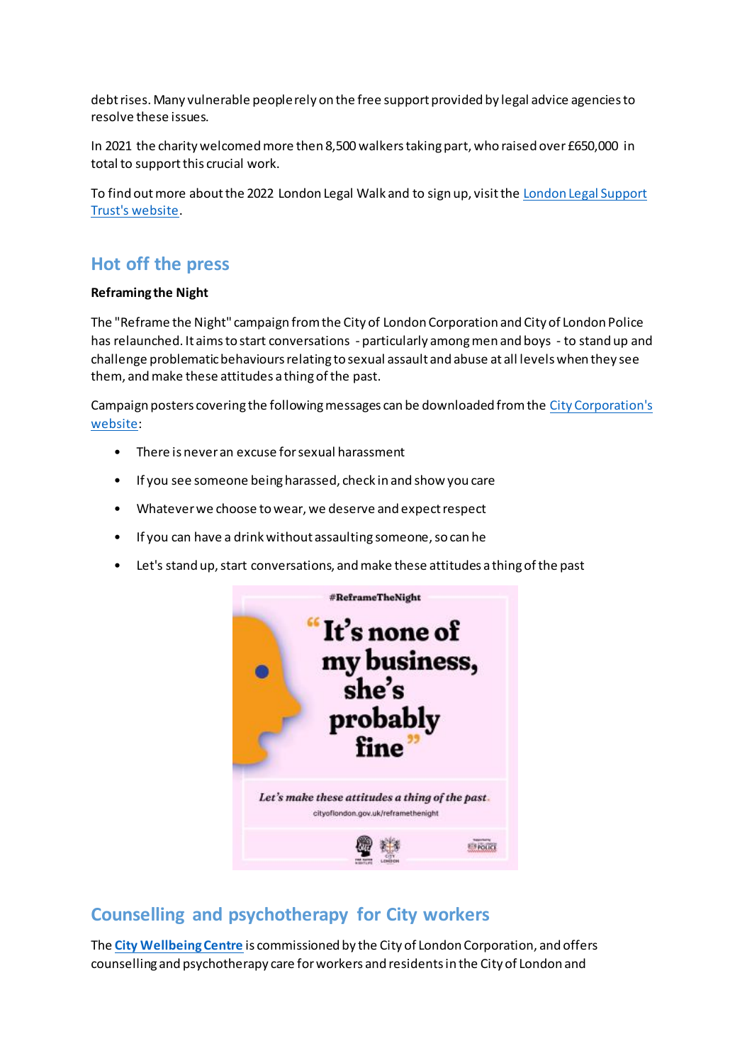debt rises. Many vulnerable people rely on the free support provided by legal advice agencies to resolve these issues.

In 2021 the charity welcomed more then 8,500 walkers taking part, who raised over £650,000 in total to support this crucial work.

To find out more about the 2022 London Legal Walk and to sign up, visit the London Legal Support Trust's website.

## Hot off the press

**Reframing the Night**

The "Reframe the Night" campaign from the City of London Corporation and City of London Police has relaunched. It aims to start conversations - particularly among men and boys - to stand up and challenge problematic behaviours relating to sexual assault and abuse at all levels when they see them, and make these attitudes a thing of the past.

Campaign posters covering the following messages can be downloaded from the City Corporation's website:

- There is never an excuse for sexual harassment
- If you see someone being harassed, check in and show you care
- Whatever we choose to wear, we deserve and expect respect
- If you can have a drink without assaulting someone, so can he
- Let's stand up, start conversations, and make these attitudes a thing of the past

## Counselling and psychotherapy for City workers

The **City Wellbeing Centre** is commissioned by the City of London Corporation, and offers counselling and psychotherapy care for workers and residents in the City of London and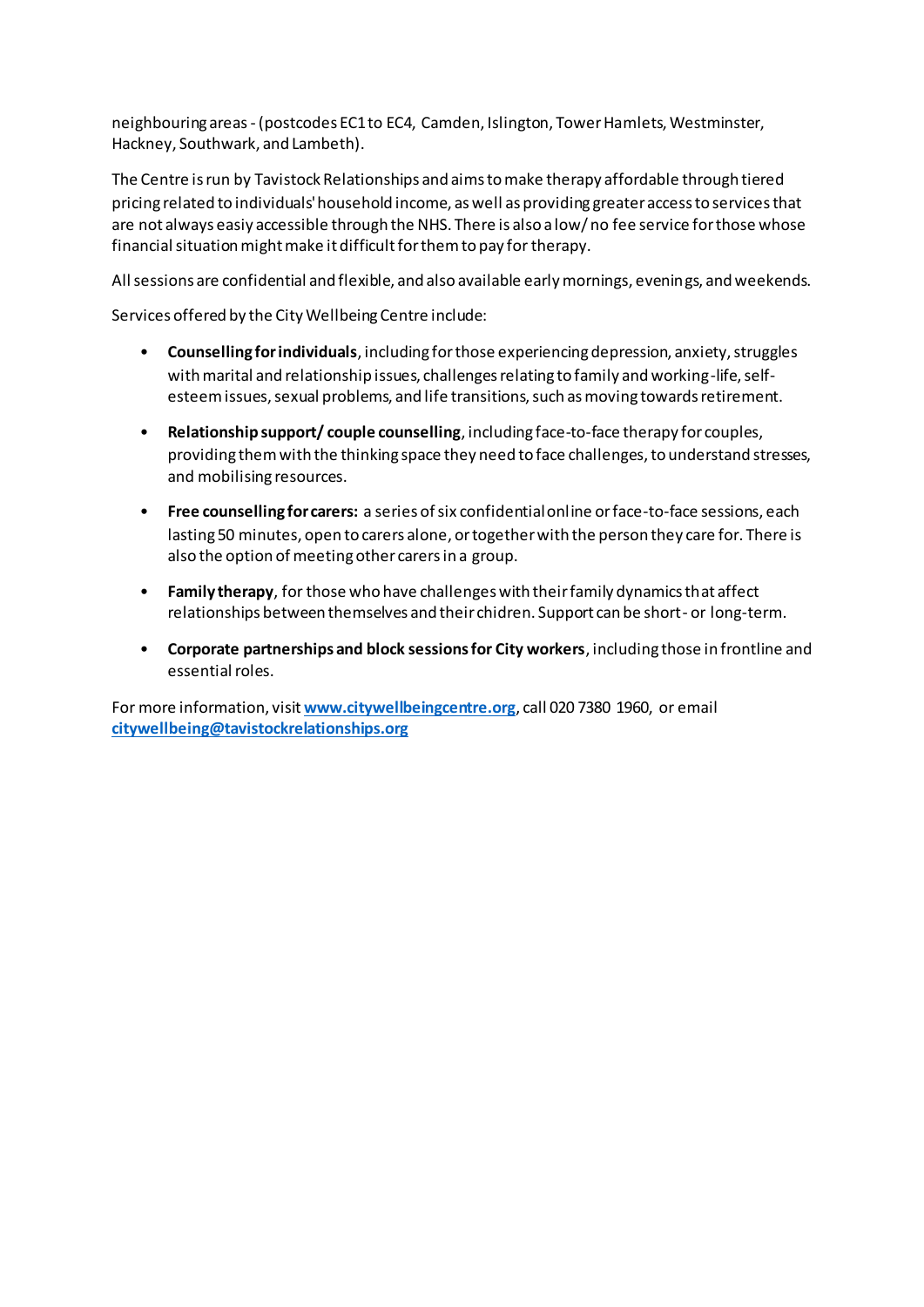neighbouring areas - (postcodes EC1 to EC4, Camden, Islington, Tower Hamlets, Westminster, Hackney, Southwark, and Lambeth).

The Centre is run by Tavistock Relationships and aims to make therapy affordable through tiered pricing related to individuals' household income, as well as providing greater access to services that are not always easiy accessible through the NHS. There is also a low/ no fee service for those whose financial situation might make it difficult for them to pay for therapy.

All sessions are confidential and flexible, and also available early mornings, evenings, and weekends.

Services offered by the City Wellbeing Centre include:

- **Counselling for individuals**, including for those experiencing depression, anxiety, struggles with marital and relationship issues, challenges relating to family and working-life, self-esteem issues, sexual problems, and life transitions, such as moving towards retirement.
- **Relationship support/ couple counselling**, including face-to-face therapy for couples, providing them with the thinking space they need to face challenges, to understand stresses, and mobilising resources.
- **Free counselling for carers:** a series of six confidential online or face-to-face sessions, each lasting 50 minutes, open to carers alone, or together with the person they care for. There is also the option of meeting other carers in a group.
- **Family therapy**, for those who have challenges with their family dynamics that affect relationships between themselves and their chidren. Support can be short- or long-term.
- **Corporate partnerships and block sessions for City workers**, including those in frontline and essential roles.

For more information, visit **www.citywellbeingcentre.org**, call 020 7380 1960, or email **citywellbeing@tavistockrelationships.org**